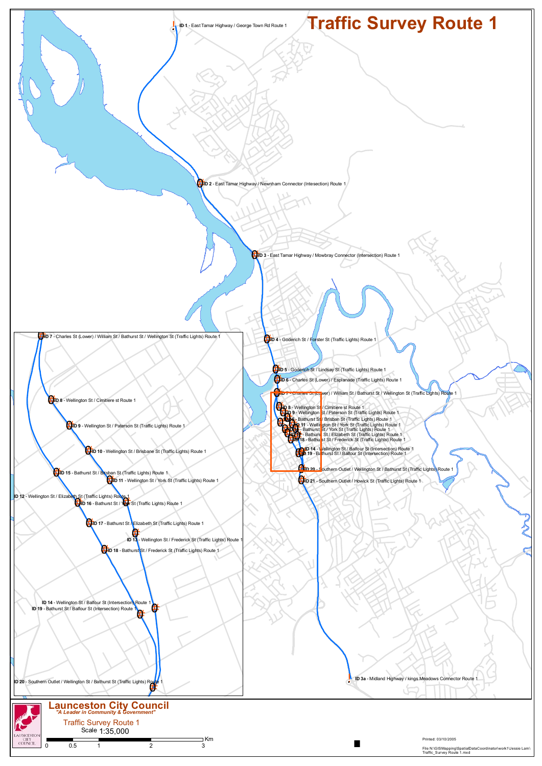# Traffic Survey Route 1

**ID 1** - East Tamar Highway / George Town Rd Route 1

**ID 2** - East Tamar Highway / Newnham Connector (Intesection) Route 1

**ID 3** - East Tamar Highway / Mowbray Connector (Intersection) Route 1

**ID 4** - Goderich St / Forster St (Traffic Lights) Route 1

**ID 5** - Goderich St / Lindsay St (Traffic Lights) Route 1

**ID 6** - Charles St (Lower) / Esplanade (Traffic Lights) Route 1

**ID 7** - Charles St (Lower) / William St / Bathurst St / Wellington St (Traffic Lights) Route 1

**ID 8** - Wellington St / Cimitiere st Route 1

**ID 9** - Wellington St / Paterson St (Traffic Lights) Route 1

**ID 10** - Wellington St / Brisbane St (Traffic Lights) Route 1

**ID 11** - Wellington St / York St (Traffic Lights) Route 1

**ID 12** - Wellington St / Elizabeth St (Traffic Lights) Route 1

**ID 13** - Wellington St / Frederick St (Traffic Lights) Route 1

**ID 14** - Wellington St / Balfour St (Intersection) Route 1

**ID 15** - Bathurst St / Brisban St (Traffic Lights) Route 1

**ID 16** - Bathurst St / York St (Traffic Lights) Route 1

**ID 17** - Bathurst St / Elizabeth St (Traffic Lights) Route 1

**ID 18** - Bathurst St / Frederick St (Traffic Lights) Route 1

**ID 19** - Bathurst St / Balfour St (Intersection) Route 1

**ID 20** - Southern Outlet / Wellington St / Bathurst St (Traffic Lights) Route 1

**ID 21** - Southern Outlet / Howick St (Traffic Lights) Route 1

**ID 3a** - Midland Highway / kings Meadows Connector Route 1

## Launceston City Council

*"A Leader in Community & Government"*

Traffic Survey Route 1

Scale 1:35,000

0 0.5 1 2 3 Km

Printed: 03/10/2005

File N:\GISMapping\SpatialDataCoordinator\work1\Jessie Lam\Traffic_Survey Route 1.mxd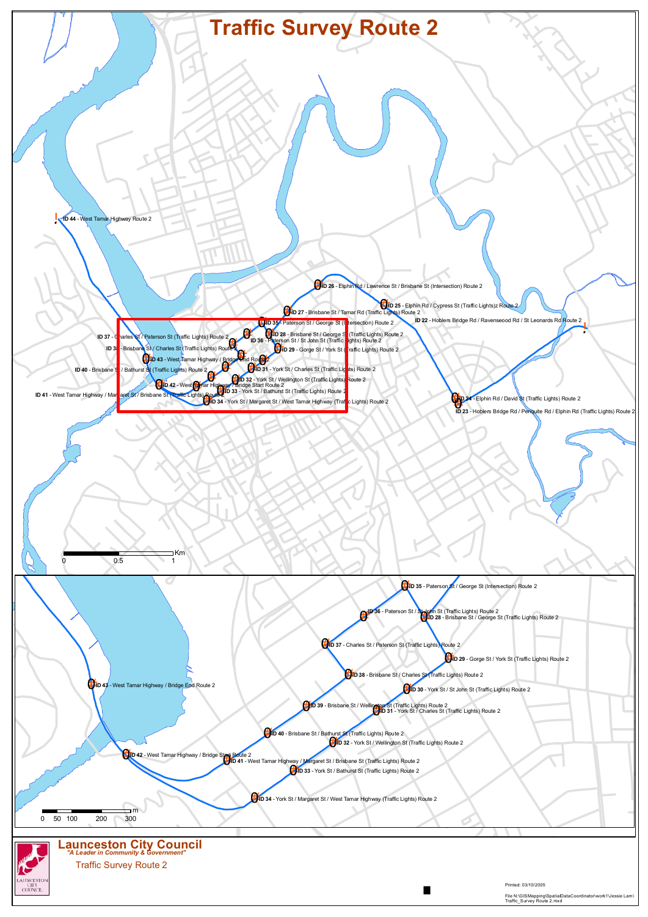# Traffic Survey Route 2

ID 44 - West Tamar Highway Route 2

ID 26 - Elphin Rd / Lawrence St / Brisbane St (Intersection) Route 2

ID 25 - Elphin Rd / Cypress St (Traffic Lights)z Route 2

ID 27 - Brisbane St / Tamar Rd (Traffic Lights) Route 2

ID 22 - Hoblers Bridge Rd / Ravenseood Rd / St Leonards Rd Route 2

ID 35 - Paterson St / George St (Intersection) Route 2

ID 28 - Brisbane St / George St (Traffic Lights) Route 2

ID 37 - Charles St / Paterson St (Traffic Lights) Route 2

ID 36 - Paterson St / St John St (Traffic Lights) Route 2

ID 38 - Brisbane St / Charles St (Traffic Lights) Route 2

ID 29 - Gorge St / York St (Traffic Lights) Route 2

ID 43 - West Tamar Highway / Bridge End Route 2

ID 40 - Brisbane St / Bathurst St (Traffic Lights) Route 2

ID 31 - York St / Charles St (Traffic Lights) Route 2

ID 32 - York St / Wellington St (Traffic Lights) Route 2

ID 42 - West Tamar Highway / Bridge Start Route 2

ID 41 - West Tamar Highway / Margaret St / Brisbane St (Traffic Lights) Route 2

ID 33 - York St / Bathurst St (Traffic Lights) Route 2

ID 34 - York St / Margaret St / West Tamar Highway (Traffic Lights) Route 2

ID 24 - Elphin Rd / David St (Traffic Lights) Route 2

ID 23 - Hoblers Bridge Rd / Penquite Rd / Elphin Rd (Traffic Lights) Route 2

0 0.5 1 Km

ID 35 - Paterson St / George St (Intersection) Route 2

ID 36 - Paterson St / St John St (Traffic Lights) Route 2

ID 28 - Brisbane St / George St (Traffic Lights) Route 2

ID 37 - Charles St / Paterson St (Traffic Lights) Route 2

ID 29 - Gorge St / York St (Traffic Lights) Route 2

ID 38 - Brisbane St / Charles St (Traffic Lights) Route 2

ID 43 - West Tamar Highway / Bridge End Route 2

ID 30 - York St / St John St (Traffic Lights) Route 2

ID 39 - Brisbane St / Wellington St (Traffic Lights) Route 2

ID 31 - York St / Charles St (Traffic Lights) Route 2

ID 40 - Brisbane St / Bathurst St (Traffic Lights) Route 2

ID 32 - York St / Wellington St (Traffic Lights) Route 2

ID 42 - West Tamar Highway / Bridge Start Route 2

ID 41 - West Tamar Highway / Margaret St / Brisbane St (Traffic Lights) Route 2

ID 33 - York St / Bathurst St (Traffic Lights) Route 2

ID 34 - York St / Margaret St / West Tamar Highway (Traffic Lights) Route 2

0 50 100 200 300 m

**Launceston City Council**
*"A Leader in Community & Government"*

Traffic Survey Route 2

Printed: 03/10/2005

File N:\GISMapping\SpatialDataCoordinator\work1\Jessie Lam\Traffic_Survey Route 2.mxd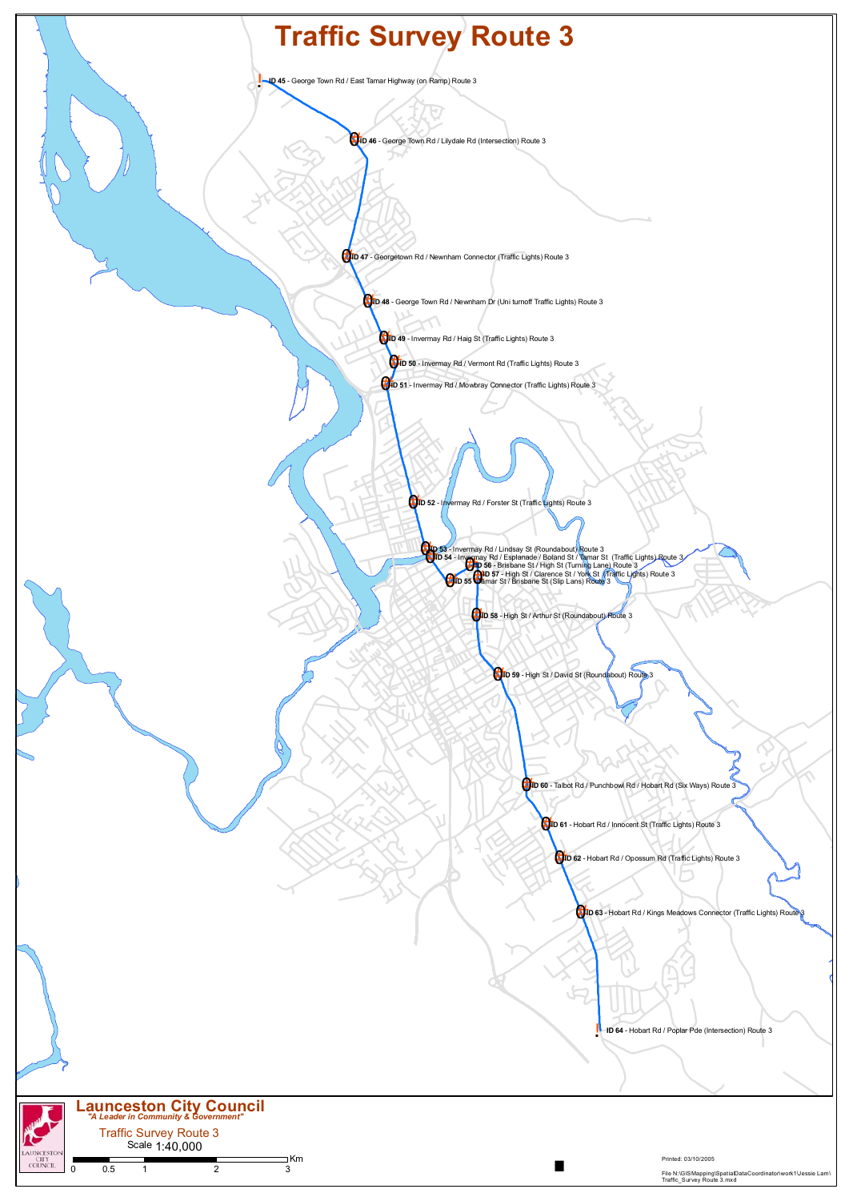# Traffic Survey Route 3

**ID 45** - George Town Rd / East Tamar Highway (on Ramp) Route 3

**ID 46** - George Town Rd / Lilydale Rd (Intersection) Route 3

**ID 47** - Georgetown Rd / Newnham Connector (Traffic Lights) Route 3

**ID 48** - George Town Rd / Newnham Dr (Uni turnoff Traffic Lights) Route 3

**ID 49** - Invermay Rd / Haig St (Traffic Lights) Route 3

**ID 50** - Invermay Rd / Vermont Rd (Traffic Lights) Route 3

**ID 51** - Invermay Rd / Mowbray Connector (Traffic Lights) Route 3

**ID 52** - Invermay Rd / Forster St (Traffic Lights) Route 3

**ID 53** - Invermay Rd / Lindsay St (Roundabout) Route 3

**ID 54** - Invermay Rd / Esplanade / Boland St / Tamar St (Traffic Lights) Route 3

**ID 56** - Brisbane St / High St (Turning Lane) Route 3

**ID 57** - High St / Clarence St / York St (Traffic Lights) Route 3

**ID 55** - Tamar St / Brisbane St (Slip Lans) Route 3

**ID 58** - High St / Arthur St (Roundabout) Route 3

**ID 59** - High St / David St (Roundabout) Route 3

**ID 60** - Talbot Rd / Punchbowl Rd / Hobart Rd (Six Ways) Route 3

**ID 61** - Hobart Rd / Innocent St (Traffic Lights) Route 3

**ID 62** - Hobart Rd / Opossum Rd (Traffic Lights) Route 3

**ID 63** - Hobart Rd / Kings Meadows Connector (Traffic Lights) Route 3

**ID 64** - Hobart Rd / Poplar Pde (Intersection) Route 3

LAUNCESTON CITY COUNCIL

**Launceston City Council**

*"A Leader in Community & Government"*

Traffic Survey Route 3

Scale 1:40,000

0 0.5 1 2 3 Km

Printed: 03/10/2005

File N:\GISMapping\SpatialDataCoordinator\work1\Jessie Lam\Traffic_Survey Route 3.mxd